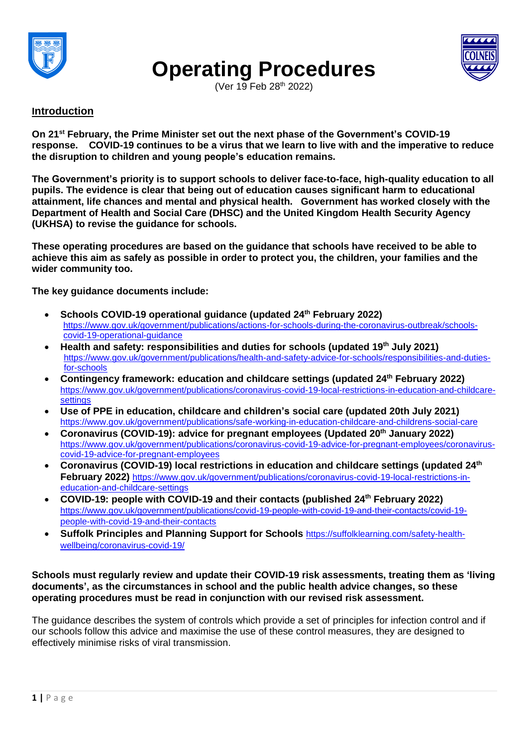# Operating Procedures

(Ver 19 Feb 28th 2022)

## Introduction

**On 21st February, the Prime Minister set out the next phase of the Government's COVID-19 response. COVID-19 continues to be a virus that we learn to live with and the imperative to reduce the disruption to children and young people's education remains.**

**The Government's priority is to support schools to deliver face-to-face, high-quality education to all pupils. The evidence is clear that being out of education causes significant harm to educational attainment, life chances and mental and physical health. Government has worked closely with the Department of Health and Social Care (DHSC) and the United Kingdom Health Security Agency (UKHSA) to revise the guidance for schools.**

**These operating procedures are based on the guidance that schools have received to be able to achieve this aim as safely as possible in order to protect you, the children, your families and the wider community too.**

**The key guidance documents include:**

- **Schools COVID-19 operational guidance (updated 24th February 2022)** https://www.gov.uk/government/publications/actions-for-schools-during-the-coronavirus-outbreak/schools-covid-19-operational-guidance
- **Health and safety: responsibilities and duties for schools (updated 19th July 2021)** https://www.gov.uk/government/publications/health-and-safety-advice-for-schools/responsibilities-and-duties-for-schools
- **Contingency framework: education and childcare settings (updated 24th February 2022)** https://www.gov.uk/government/publications/coronavirus-covid-19-local-restrictions-in-education-and-childcare-settings
- **Use of PPE in education, childcare and children's social care (updated 20th July 2021)** https://www.gov.uk/government/publications/safe-working-in-education-childcare-and-childrens-social-care
- **Coronavirus (COVID-19): advice for pregnant employees (Updated 20th January 2022)** https://www.gov.uk/government/publications/coronavirus-covid-19-advice-for-pregnant-employees/coronavirus-covid-19-advice-for-pregnant-employees
- **Coronavirus (COVID-19) local restrictions in education and childcare settings (updated 24th February 2022)** https://www.gov.uk/government/publications/coronavirus-covid-19-local-restrictions-in-education-and-childcare-settings
- **COVID-19: people with COVID-19 and their contacts (published 24th February 2022)** https://www.gov.uk/government/publications/covid-19-people-with-covid-19-and-their-contacts/covid-19-people-with-covid-19-and-their-contacts
- **Suffolk Principles and Planning Support for Schools** https://suffolklearning.com/safety-health-wellbeing/coronavirus-covid-19/

**Schools must regularly review and update their COVID-19 risk assessments, treating them as 'living documents', as the circumstances in school and the public health advice changes, so these operating procedures must be read in conjunction with our revised risk assessment.**

The guidance describes the system of controls which provide a set of principles for infection control and if our schools follow this advice and maximise the use of these control measures, they are designed to effectively minimise risks of viral transmission.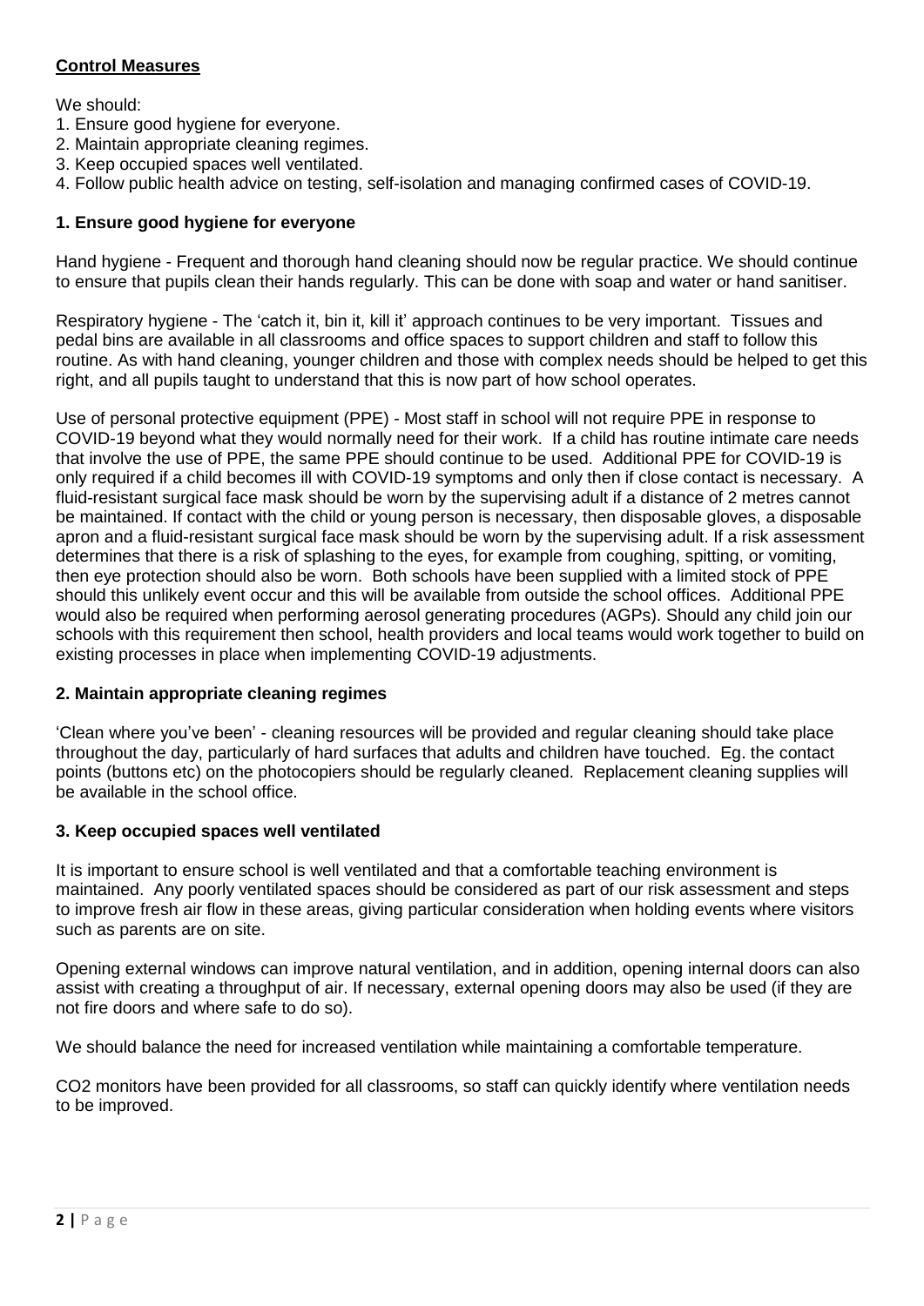## Control Measures

We should:

1. Ensure good hygiene for everyone.
2. Maintain appropriate cleaning regimes.
3. Keep occupied spaces well ventilated.
4. Follow public health advice on testing, self-isolation and managing confirmed cases of COVID-19.

### 1. Ensure good hygiene for everyone

Hand hygiene - Frequent and thorough hand cleaning should now be regular practice. We should continue to ensure that pupils clean their hands regularly. This can be done with soap and water or hand sanitiser.

Respiratory hygiene - The 'catch it, bin it, kill it' approach continues to be very important. Tissues and pedal bins are available in all classrooms and office spaces to support children and staff to follow this routine. As with hand cleaning, younger children and those with complex needs should be helped to get this right, and all pupils taught to understand that this is now part of how school operates.

Use of personal protective equipment (PPE) - Most staff in school will not require PPE in response to COVID-19 beyond what they would normally need for their work. If a child has routine intimate care needs that involve the use of PPE, the same PPE should continue to be used. Additional PPE for COVID-19 is only required if a child becomes ill with COVID-19 symptoms and only then if close contact is necessary. A fluid-resistant surgical face mask should be worn by the supervising adult if a distance of 2 metres cannot be maintained. If contact with the child or young person is necessary, then disposable gloves, a disposable apron and a fluid-resistant surgical face mask should be worn by the supervising adult. If a risk assessment determines that there is a risk of splashing to the eyes, for example from coughing, spitting, or vomiting, then eye protection should also be worn. Both schools have been supplied with a limited stock of PPE should this unlikely event occur and this will be available from outside the school offices. Additional PPE would also be required when performing aerosol generating procedures (AGPs). Should any child join our schools with this requirement then school, health providers and local teams would work together to build on existing processes in place when implementing COVID-19 adjustments.

### 2. Maintain appropriate cleaning regimes

'Clean where you've been' - cleaning resources will be provided and regular cleaning should take place throughout the day, particularly of hard surfaces that adults and children have touched. Eg. the contact points (buttons etc) on the photocopiers should be regularly cleaned. Replacement cleaning supplies will be available in the school office.

### 3. Keep occupied spaces well ventilated

It is important to ensure school is well ventilated and that a comfortable teaching environment is maintained. Any poorly ventilated spaces should be considered as part of our risk assessment and steps to improve fresh air flow in these areas, giving particular consideration when holding events where visitors such as parents are on site.

Opening external windows can improve natural ventilation, and in addition, opening internal doors can also assist with creating a throughput of air. If necessary, external opening doors may also be used (if they are not fire doors and where safe to do so).

We should balance the need for increased ventilation while maintaining a comfortable temperature.

$CO_2$ monitors have been provided for all classrooms, so staff can quickly identify where ventilation needs to be improved.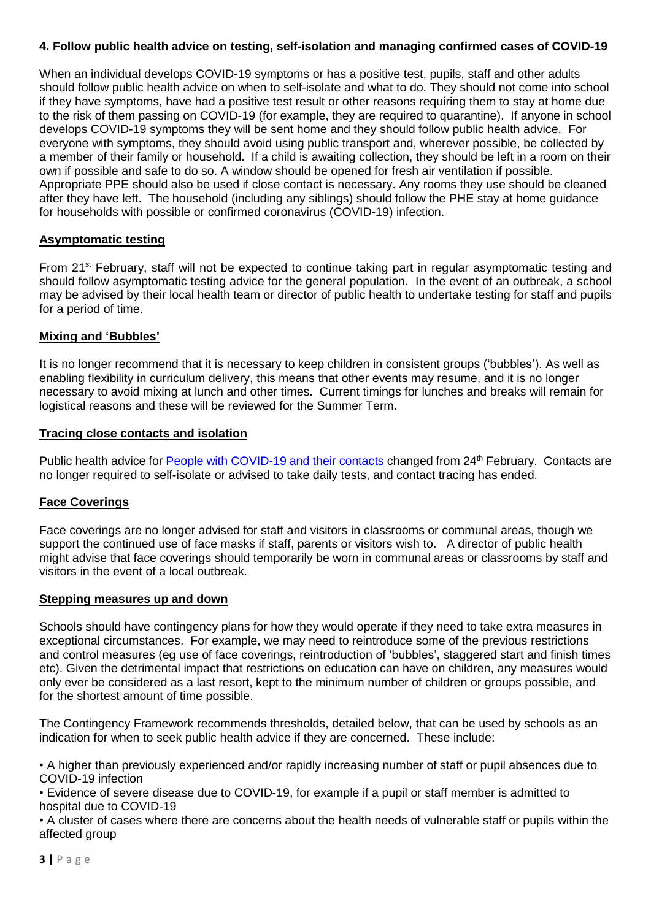**4. Follow public health advice on testing, self-isolation and managing confirmed cases of COVID-19**

When an individual develops COVID-19 symptoms or has a positive test, pupils, staff and other adults should follow public health advice on when to self-isolate and what to do. They should not come into school if they have symptoms, have had a positive test result or other reasons requiring them to stay at home due to the risk of them passing on COVID-19 (for example, they are required to quarantine). If anyone in school develops COVID-19 symptoms they will be sent home and they should follow public health advice. For everyone with symptoms, they should avoid using public transport and, wherever possible, be collected by a member of their family or household. If a child is awaiting collection, they should be left in a room on their own if possible and safe to do so. A window should be opened for fresh air ventilation if possible. Appropriate PPE should also be used if close contact is necessary. Any rooms they use should be cleaned after they have left. The household (including any siblings) should follow the PHE stay at home guidance for households with possible or confirmed coronavirus (COVID-19) infection.

**Asymptomatic testing**

From 21st February, staff will not be expected to continue taking part in regular asymptomatic testing and should follow asymptomatic testing advice for the general population. In the event of an outbreak, a school may be advised by their local health team or director of public health to undertake testing for staff and pupils for a period of time.

**Mixing and 'Bubbles'**

It is no longer recommend that it is necessary to keep children in consistent groups ('bubbles'). As well as enabling flexibility in curriculum delivery, this means that other events may resume, and it is no longer necessary to avoid mixing at lunch and other times. Current timings for lunches and breaks will remain for logistical reasons and these will be reviewed for the Summer Term.

**Tracing close contacts and isolation**

Public health advice for People with COVID-19 and their contacts changed from 24th February. Contacts are no longer required to self-isolate or advised to take daily tests, and contact tracing has ended.

**Face Coverings**

Face coverings are no longer advised for staff and visitors in classrooms or communal areas, though we support the continued use of face masks if staff, parents or visitors wish to. A director of public health might advise that face coverings should temporarily be worn in communal areas or classrooms by staff and visitors in the event of a local outbreak.

**Stepping measures up and down**

Schools should have contingency plans for how they would operate if they need to take extra measures in exceptional circumstances. For example, we may need to reintroduce some of the previous restrictions and control measures (eg use of face coverings, reintroduction of 'bubbles', staggered start and finish times etc). Given the detrimental impact that restrictions on education can have on children, any measures would only ever be considered as a last resort, kept to the minimum number of children or groups possible, and for the shortest amount of time possible.

The Contingency Framework recommends thresholds, detailed below, that can be used by schools as an indication for when to seek public health advice if they are concerned. These include:

- A higher than previously experienced and/or rapidly increasing number of staff or pupil absences due to COVID-19 infection
- Evidence of severe disease due to COVID-19, for example if a pupil or staff member is admitted to hospital due to COVID-19
- A cluster of cases where there are concerns about the health needs of vulnerable staff or pupils within the affected group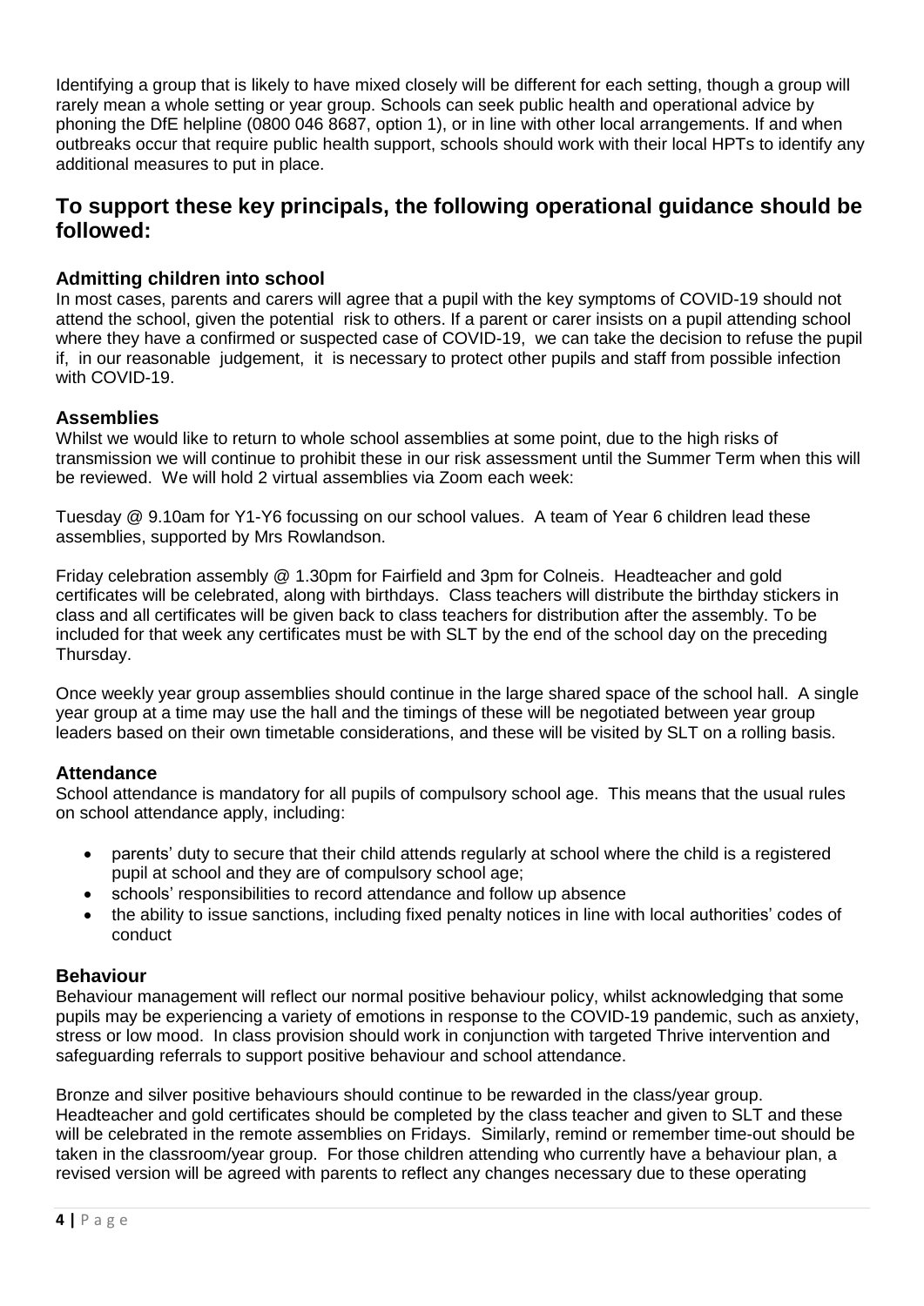Identifying a group that is likely to have mixed closely will be different for each setting, though a group will rarely mean a whole setting or year group. Schools can seek public health and operational advice by phoning the DfE helpline (0800 046 8687, option 1), or in line with other local arrangements. If and when outbreaks occur that require public health support, schools should work with their local HPTs to identify any additional measures to put in place.

## To support these key principals, the following operational guidance should be followed:

### Admitting children into school

In most cases, parents and carers will agree that a pupil with the key symptoms of COVID-19 should not attend the school, given the potential risk to others. If a parent or carer insists on a pupil attending school where they have a confirmed or suspected case of COVID-19, we can take the decision to refuse the pupil if, in our reasonable judgement, it is necessary to protect other pupils and staff from possible infection with COVID-19.

### Assemblies

Whilst we would like to return to whole school assemblies at some point, due to the high risks of transmission we will continue to prohibit these in our risk assessment until the Summer Term when this will be reviewed. We will hold 2 virtual assemblies via Zoom each week:

Tuesday @ 9.10am for Y1-Y6 focussing on our school values. A team of Year 6 children lead these assemblies, supported by Mrs Rowlandson.

Friday celebration assembly @ 1.30pm for Fairfield and 3pm for Colneis. Headteacher and gold certificates will be celebrated, along with birthdays. Class teachers will distribute the birthday stickers in class and all certificates will be given back to class teachers for distribution after the assembly. To be included for that week any certificates must be with SLT by the end of the school day on the preceding Thursday.

Once weekly year group assemblies should continue in the large shared space of the school hall. A single year group at a time may use the hall and the timings of these will be negotiated between year group leaders based on their own timetable considerations, and these will be visited by SLT on a rolling basis.

### Attendance

School attendance is mandatory for all pupils of compulsory school age. This means that the usual rules on school attendance apply, including:

- parents' duty to secure that their child attends regularly at school where the child is a registered pupil at school and they are of compulsory school age;
- schools' responsibilities to record attendance and follow up absence
- the ability to issue sanctions, including fixed penalty notices in line with local authorities' codes of conduct

### Behaviour

Behaviour management will reflect our normal positive behaviour policy, whilst acknowledging that some pupils may be experiencing a variety of emotions in response to the COVID-19 pandemic, such as anxiety, stress or low mood. In class provision should work in conjunction with targeted Thrive intervention and safeguarding referrals to support positive behaviour and school attendance.

Bronze and silver positive behaviours should continue to be rewarded in the class/year group. Headteacher and gold certificates should be completed by the class teacher and given to SLT and these will be celebrated in the remote assemblies on Fridays. Similarly, remind or remember time-out should be taken in the classroom/year group. For those children attending who currently have a behaviour plan, a revised version will be agreed with parents to reflect any changes necessary due to these operating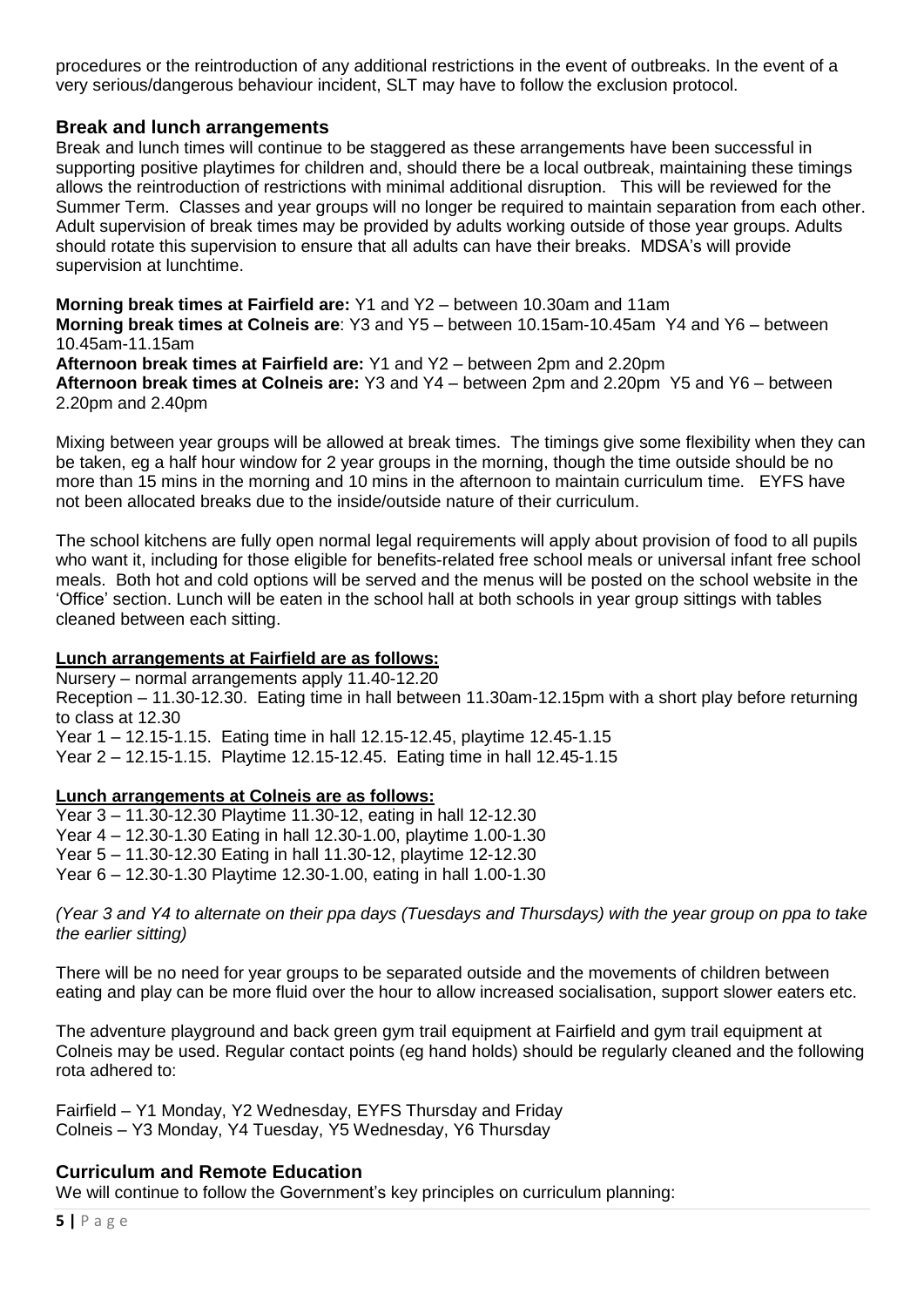procedures or the reintroduction of any additional restrictions in the event of outbreaks. In the event of a very serious/dangerous behaviour incident, SLT may have to follow the exclusion protocol.

## Break and lunch arrangements

Break and lunch times will continue to be staggered as these arrangements have been successful in supporting positive playtimes for children and, should there be a local outbreak, maintaining these timings allows the reintroduction of restrictions with minimal additional disruption. This will be reviewed for the Summer Term. Classes and year groups will no longer be required to maintain separation from each other. Adult supervision of break times may be provided by adults working outside of those year groups. Adults should rotate this supervision to ensure that all adults can have their breaks. MDSA's will provide supervision at lunchtime.

**Morning break times at Fairfield are:** Y1 and Y2 – between 10.30am and 11am
**Morning break times at Colneis are**: Y3 and Y5 – between 10.15am-10.45am Y4 and Y6 – between 10.45am-11.15am
**Afternoon break times at Fairfield are:** Y1 and Y2 – between 2pm and 2.20pm
**Afternoon break times at Colneis are:** Y3 and Y4 – between 2pm and 2.20pm Y5 and Y6 – between 2.20pm and 2.40pm

Mixing between year groups will be allowed at break times. The timings give some flexibility when they can be taken, eg a half hour window for 2 year groups in the morning, though the time outside should be no more than 15 mins in the morning and 10 mins in the afternoon to maintain curriculum time. EYFS have not been allocated breaks due to the inside/outside nature of their curriculum.

The school kitchens are fully open normal legal requirements will apply about provision of food to all pupils who want it, including for those eligible for benefits-related free school meals or universal infant free school meals. Both hot and cold options will be served and the menus will be posted on the school website in the 'Office' section. Lunch will be eaten in the school hall at both schools in year group sittings with tables cleaned between each sitting.

**Lunch arrangements at Fairfield are as follows:**

Nursery – normal arrangements apply 11.40-12.20
Reception – 11.30-12.30. Eating time in hall between 11.30am-12.15pm with a short play before returning to class at 12.30
Year 1 – 12.15-1.15. Eating time in hall 12.15-12.45, playtime 12.45-1.15
Year 2 – 12.15-1.15. Playtime 12.15-12.45. Eating time in hall 12.45-1.15

**Lunch arrangements at Colneis are as follows:**

Year 3 – 11.30-12.30 Playtime 11.30-12, eating in hall 12-12.30
Year 4 – 12.30-1.30 Eating in hall 12.30-1.00, playtime 1.00-1.30
Year 5 – 11.30-12.30 Eating in hall 11.30-12, playtime 12-12.30
Year 6 – 12.30-1.30 Playtime 12.30-1.00, eating in hall 1.00-1.30

*(Year 3 and Y4 to alternate on their ppa days (Tuesdays and Thursdays) with the year group on ppa to take the earlier sitting)*

There will be no need for year groups to be separated outside and the movements of children between eating and play can be more fluid over the hour to allow increased socialisation, support slower eaters etc.

The adventure playground and back green gym trail equipment at Fairfield and gym trail equipment at Colneis may be used. Regular contact points (eg hand holds) should be regularly cleaned and the following rota adhered to:

Fairfield – Y1 Monday, Y2 Wednesday, EYFS Thursday and Friday
Colneis – Y3 Monday, Y4 Tuesday, Y5 Wednesday, Y6 Thursday

## Curriculum and Remote Education

We will continue to follow the Government's key principles on curriculum planning: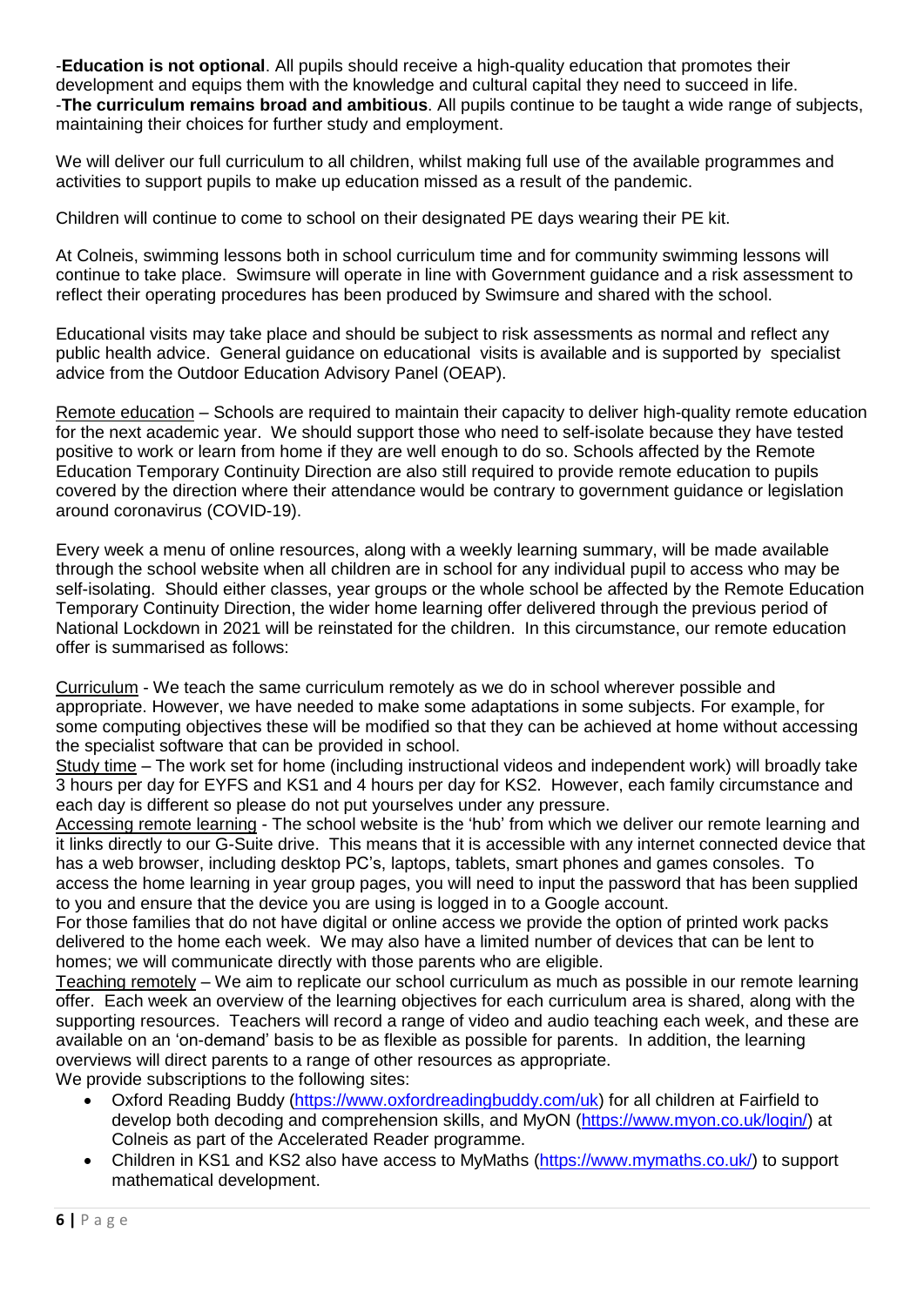-**Education is not optional**. All pupils should receive a high-quality education that promotes their development and equips them with the knowledge and cultural capital they need to succeed in life.
-**The curriculum remains broad and ambitious**. All pupils continue to be taught a wide range of subjects, maintaining their choices for further study and employment.

We will deliver our full curriculum to all children, whilst making full use of the available programmes and activities to support pupils to make up education missed as a result of the pandemic.

Children will continue to come to school on their designated PE days wearing their PE kit.

At Colneis, swimming lessons both in school curriculum time and for community swimming lessons will continue to take place. Swimsure will operate in line with Government guidance and a risk assessment to reflect their operating procedures has been produced by Swimsure and shared with the school.

Educational visits may take place and should be subject to risk assessments as normal and reflect any public health advice. General guidance on educational visits is available and is supported by specialist advice from the Outdoor Education Advisory Panel (OEAP).

Remote education – Schools are required to maintain their capacity to deliver high-quality remote education for the next academic year. We should support those who need to self-isolate because they have tested positive to work or learn from home if they are well enough to do so. Schools affected by the Remote Education Temporary Continuity Direction are also still required to provide remote education to pupils covered by the direction where their attendance would be contrary to government guidance or legislation around coronavirus (COVID-19).

Every week a menu of online resources, along with a weekly learning summary, will be made available through the school website when all children are in school for any individual pupil to access who may be self-isolating. Should either classes, year groups or the whole school be affected by the Remote Education Temporary Continuity Direction, the wider home learning offer delivered through the previous period of National Lockdown in 2021 will be reinstated for the children. In this circumstance, our remote education offer is summarised as follows:

Curriculum - We teach the same curriculum remotely as we do in school wherever possible and appropriate. However, we have needed to make some adaptations in some subjects. For example, for some computing objectives these will be modified so that they can be achieved at home without accessing the specialist software that can be provided in school.
Study time – The work set for home (including instructional videos and independent work) will broadly take 3 hours per day for EYFS and KS1 and 4 hours per day for KS2. However, each family circumstance and each day is different so please do not put yourselves under any pressure.
Accessing remote learning - The school website is the 'hub' from which we deliver our remote learning and it links directly to our G-Suite drive. This means that it is accessible with any internet connected device that has a web browser, including desktop PC's, laptops, tablets, smart phones and games consoles. To access the home learning in year group pages, you will need to input the password that has been supplied to you and ensure that the device you are using is logged in to a Google account.
For those families that do not have digital or online access we provide the option of printed work packs delivered to the home each week. We may also have a limited number of devices that can be lent to homes; we will communicate directly with those parents who are eligible.
Teaching remotely – We aim to replicate our school curriculum as much as possible in our remote learning offer. Each week an overview of the learning objectives for each curriculum area is shared, along with the supporting resources. Teachers will record a range of video and audio teaching each week, and these are available on an 'on-demand' basis to be as flexible as possible for parents. In addition, the learning overviews will direct parents to a range of other resources as appropriate.
We provide subscriptions to the following sites:

- Oxford Reading Buddy (https://www.oxfordreadingbuddy.com/uk) for all children at Fairfield to develop both decoding and comprehension skills, and MyON (https://www.myon.co.uk/login/) at Colneis as part of the Accelerated Reader programme.
- Children in KS1 and KS2 also have access to MyMaths (https://www.mymaths.co.uk/) to support mathematical development.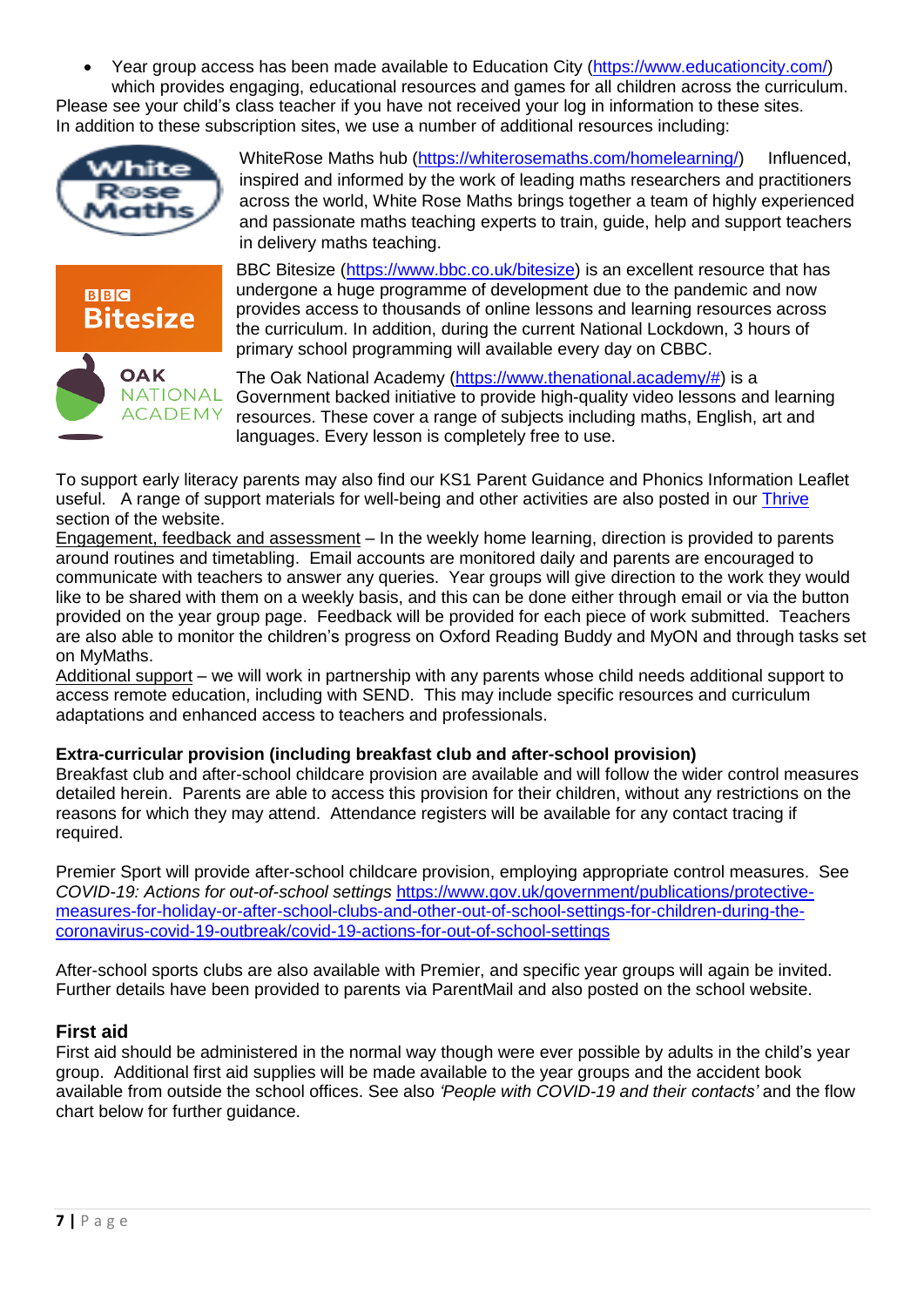- Year group access has been made available to Education City (https://www.educationcity.com/) which provides engaging, educational resources and games for all children across the curriculum.

Please see your child's class teacher if you have not received your log in information to these sites. In addition to these subscription sites, we use a number of additional resources including:

WhiteRose Maths hub (https://whiterosemaths.com/homelearning/) Influenced, inspired and informed by the work of leading maths researchers and practitioners across the world, White Rose Maths brings together a team of highly experienced and passionate maths teaching experts to train, guide, help and support teachers in delivery maths teaching.

BBC Bitesize (https://www.bbc.co.uk/bitesize) is an excellent resource that has undergone a huge programme of development due to the pandemic and now provides access to thousands of online lessons and learning resources across the curriculum. In addition, during the current National Lockdown, 3 hours of primary school programming will available every day on CBBC.

The Oak National Academy (https://www.thenational.academy/#) is a Government backed initiative to provide high-quality video lessons and learning resources. These cover a range of subjects including maths, English, art and languages. Every lesson is completely free to use.

To support early literacy parents may also find our KS1 Parent Guidance and Phonics Information Leaflet useful. A range of support materials for well-being and other activities are also posted in our Thrive section of the website.

Engagement, feedback and assessment – In the weekly home learning, direction is provided to parents around routines and timetabling. Email accounts are monitored daily and parents are encouraged to communicate with teachers to answer any queries. Year groups will give direction to the work they would like to be shared with them on a weekly basis, and this can be done either through email or via the button provided on the year group page. Feedback will be provided for each piece of work submitted. Teachers are also able to monitor the children's progress on Oxford Reading Buddy and MyON and through tasks set on MyMaths.

Additional support – we will work in partnership with any parents whose child needs additional support to access remote education, including with SEND. This may include specific resources and curriculum adaptations and enhanced access to teachers and professionals.

**Extra-curricular provision (including breakfast club and after-school provision)**

Breakfast club and after-school childcare provision are available and will follow the wider control measures detailed herein. Parents are able to access this provision for their children, without any restrictions on the reasons for which they may attend. Attendance registers will be available for any contact tracing if required.

Premier Sport will provide after-school childcare provision, employing appropriate control measures. See *COVID-19: Actions for out-of-school settings* https://www.gov.uk/government/publications/protective-measures-for-holiday-or-after-school-clubs-and-other-out-of-school-settings-for-children-during-the-coronavirus-covid-19-outbreak/covid-19-actions-for-out-of-school-settings

After-school sports clubs are also available with Premier, and specific year groups will again be invited. Further details have been provided to parents via ParentMail and also posted on the school website.

## First aid

First aid should be administered in the normal way though were ever possible by adults in the child's year group. Additional first aid supplies will be made available to the year groups and the accident book available from outside the school offices. See also *'People with COVID-19 and their contacts'* and the flow chart below for further guidance.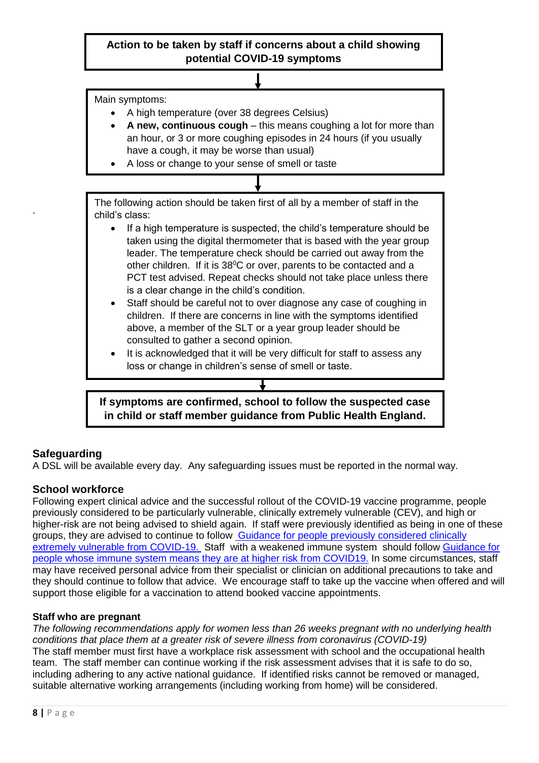**Action to be taken by staff if concerns about a child showing potential COVID-19 symptoms**

Main symptoms:

- A high temperature (over 38 degrees Celsius)
- **A new, continuous cough** – this means coughing a lot for more than an hour, or 3 or more coughing episodes in 24 hours (if you usually have a cough, it may be worse than usual)
- A loss or change to your sense of smell or taste

The following action should be taken first of all by a member of staff in the child's class:

- If a high temperature is suspected, the child's temperature should be taken using the digital thermometer that is based with the year group leader. The temperature check should be carried out away from the other children. If it is 38$^{0}$C or over, parents to be contacted and a PCT test advised. Repeat checks should not take place unless there is a clear change in the child's condition.
- Staff should be careful not to over diagnose any case of coughing in children. If there are concerns in line with the symptoms identified above, a member of the SLT or a year group leader should be consulted to gather a second opinion.
- It is acknowledged that it will be very difficult for staff to assess any loss or change in children's sense of smell or taste.

**If symptoms are confirmed, school to follow the suspected case in child or staff member guidance from Public Health England.**

## Safeguarding

A DSL will be available every day. Any safeguarding issues must be reported in the normal way.

## School workforce

Following expert clinical advice and the successful rollout of the COVID-19 vaccine programme, people previously considered to be particularly vulnerable, clinically extremely vulnerable (CEV), and high or higher-risk are not being advised to shield again. If staff were previously identified as being in one of these groups, they are advised to continue to follow Guidance for people previously considered clinically extremely vulnerable from COVID-19. Staff with a weakened immune system should follow Guidance for people whose immune system means they are at higher risk from COVID19. In some circumstances, staff may have received personal advice from their specialist or clinician on additional precautions to take and they should continue to follow that advice. We encourage staff to take up the vaccine when offered and will support those eligible for a vaccination to attend booked vaccine appointments.

### Staff who are pregnant

*The following recommendations apply for women less than 26 weeks pregnant with no underlying health conditions that place them at a greater risk of severe illness from coronavirus (COVID-19)*

The staff member must first have a workplace risk assessment with school and the occupational health team. The staff member can continue working if the risk assessment advises that it is safe to do so, including adhering to any active national guidance. If identified risks cannot be removed or managed, suitable alternative working arrangements (including working from home) will be considered.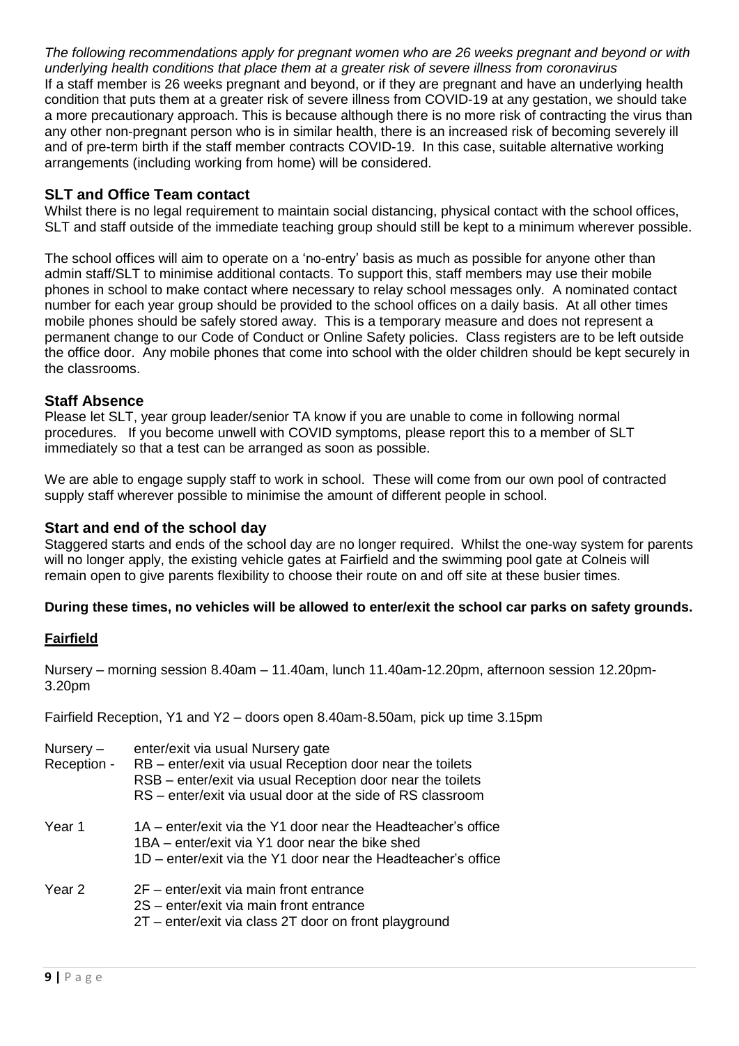*The following recommendations apply for pregnant women who are 26 weeks pregnant and beyond or with underlying health conditions that place them at a greater risk of severe illness from coronavirus*

If a staff member is 26 weeks pregnant and beyond, or if they are pregnant and have an underlying health condition that puts them at a greater risk of severe illness from COVID-19 at any gestation, we should take a more precautionary approach. This is because although there is no more risk of contracting the virus than any other non-pregnant person who is in similar health, there is an increased risk of becoming severely ill and of pre-term birth if the staff member contracts COVID-19. In this case, suitable alternative working arrangements (including working from home) will be considered.

## SLT and Office Team contact

Whilst there is no legal requirement to maintain social distancing, physical contact with the school offices, SLT and staff outside of the immediate teaching group should still be kept to a minimum wherever possible.

The school offices will aim to operate on a 'no-entry' basis as much as possible for anyone other than admin staff/SLT to minimise additional contacts. To support this, staff members may use their mobile phones in school to make contact where necessary to relay school messages only. A nominated contact number for each year group should be provided to the school offices on a daily basis. At all other times mobile phones should be safely stored away. This is a temporary measure and does not represent a permanent change to our Code of Conduct or Online Safety policies. Class registers are to be left outside the office door. Any mobile phones that come into school with the older children should be kept securely in the classrooms.

## Staff Absence

Please let SLT, year group leader/senior TA know if you are unable to come in following normal procedures. If you become unwell with COVID symptoms, please report this to a member of SLT immediately so that a test can be arranged as soon as possible.

We are able to engage supply staff to work in school. These will come from our own pool of contracted supply staff wherever possible to minimise the amount of different people in school.

## Start and end of the school day

Staggered starts and ends of the school day are no longer required. Whilst the one-way system for parents will no longer apply, the existing vehicle gates at Fairfield and the swimming pool gate at Colneis will remain open to give parents flexibility to choose their route on and off site at these busier times.

**During these times, no vehicles will be allowed to enter/exit the school car parks on safety grounds.**

### Fairfield

Nursery – morning session 8.40am – 11.40am, lunch 11.40am-12.20pm, afternoon session 12.20pm-3.20pm

Fairfield Reception, Y1 and Y2 – doors open 8.40am-8.50am, pick up time 3.15pm

Nursery – enter/exit via usual Nursery gate

Reception -
- RB – enter/exit via usual Reception door near the toilets
- RSB – enter/exit via usual Reception door near the toilets
- RS – enter/exit via usual door at the side of RS classroom

Year 1
- 1A – enter/exit via the Y1 door near the Headteacher's office
- 1BA – enter/exit via Y1 door near the bike shed
- 1D – enter/exit via the Y1 door near the Headteacher's office

Year 2
- 2F – enter/exit via main front entrance
- 2S – enter/exit via main front entrance
- 2T – enter/exit via class 2T door on front playground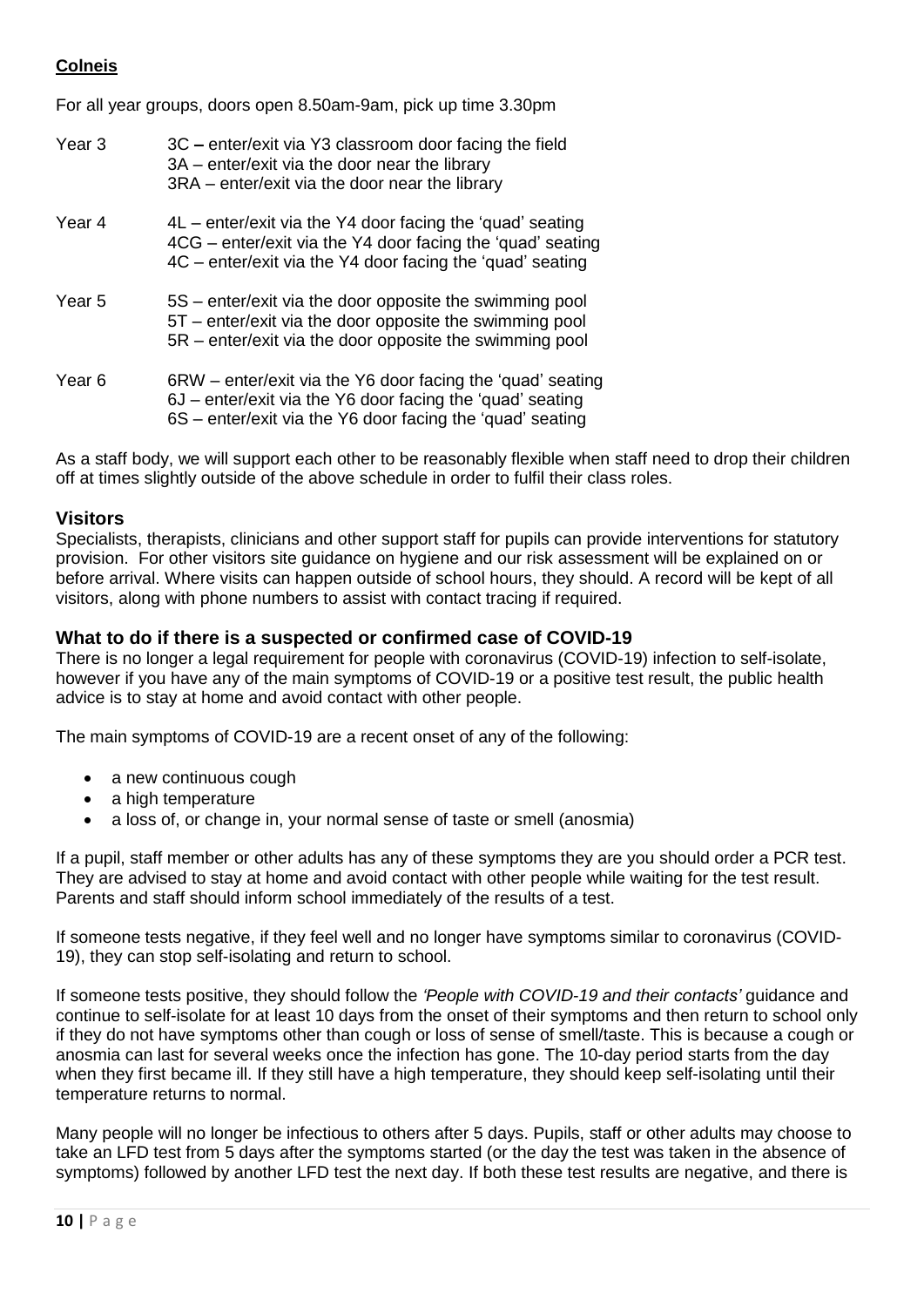**Colneis**

For all year groups, doors open 8.50am-9am, pick up time 3.30pm

Year 3
- 3C – enter/exit via Y3 classroom door facing the field
- 3A – enter/exit via the door near the library
- 3RA – enter/exit via the door near the library

Year 4
- 4L – enter/exit via the Y4 door facing the 'quad' seating
- 4CG – enter/exit via the Y4 door facing the 'quad' seating
- 4C – enter/exit via the Y4 door facing the 'quad' seating

Year 5
- 5S – enter/exit via the door opposite the swimming pool
- 5T – enter/exit via the door opposite the swimming pool
- 5R – enter/exit via the door opposite the swimming pool

Year 6
- 6RW – enter/exit via the Y6 door facing the 'quad' seating
- 6J – enter/exit via the Y6 door facing the 'quad' seating
- 6S – enter/exit via the Y6 door facing the 'quad' seating

As a staff body, we will support each other to be reasonably flexible when staff need to drop their children off at times slightly outside of the above schedule in order to fulfil their class roles.

## Visitors

Specialists, therapists, clinicians and other support staff for pupils can provide interventions for statutory provision. For other visitors site guidance on hygiene and our risk assessment will be explained on or before arrival. Where visits can happen outside of school hours, they should. A record will be kept of all visitors, along with phone numbers to assist with contact tracing if required.

## What to do if there is a suspected or confirmed case of COVID-19

There is no longer a legal requirement for people with coronavirus (COVID-19) infection to self-isolate, however if you have any of the main symptoms of COVID-19 or a positive test result, the public health advice is to stay at home and avoid contact with other people.

The main symptoms of COVID-19 are a recent onset of any of the following:

- a new continuous cough
- a high temperature
- a loss of, or change in, your normal sense of taste or smell (anosmia)

If a pupil, staff member or other adults has any of these symptoms they are you should order a PCR test. They are advised to stay at home and avoid contact with other people while waiting for the test result. Parents and staff should inform school immediately of the results of a test.

If someone tests negative, if they feel well and no longer have symptoms similar to coronavirus (COVID-19), they can stop self-isolating and return to school.

If someone tests positive, they should follow the *'People with COVID-19 and their contacts'* guidance and continue to self-isolate for at least 10 days from the onset of their symptoms and then return to school only if they do not have symptoms other than cough or loss of sense of smell/taste. This is because a cough or anosmia can last for several weeks once the infection has gone. The 10-day period starts from the day when they first became ill. If they still have a high temperature, they should keep self-isolating until their temperature returns to normal.

Many people will no longer be infectious to others after 5 days. Pupils, staff or other adults may choose to take an LFD test from 5 days after the symptoms started (or the day the test was taken in the absence of symptoms) followed by another LFD test the next day. If both these test results are negative, and there is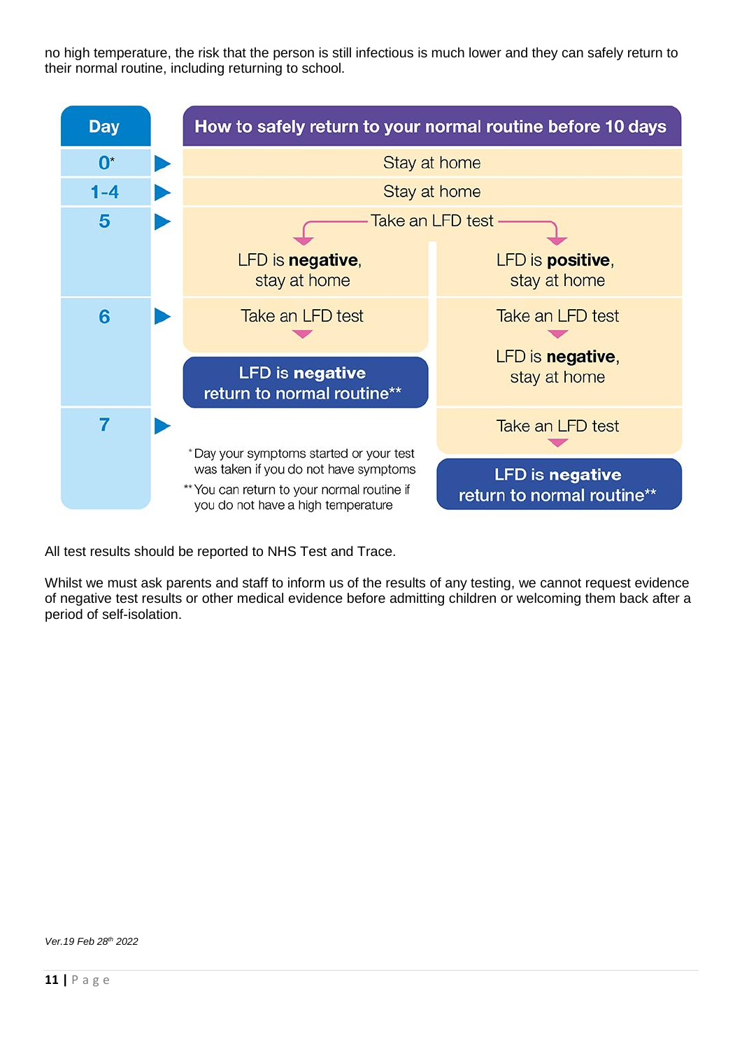no high temperature, the risk that the person is still infectious is much lower and they can safely return to their normal routine, including returning to school.

| Day | How to safely return to your normal routine before 10 days | |
|---|---|---|
| 0* | Stay at home | |
| 1-4 | Stay at home | |
| 5 | Take an LFD test | |
| | LFD is **negative**, stay at home | LFD is **positive**, stay at home |
| 6 | Take an LFD test | Take an LFD test |
| | **LFD is negative return to normal routine**** | LFD is **negative**, stay at home |
| 7 | | Take an LFD test |
| | | **LFD is negative return to normal routine**** |

\* Day your symptoms started or your test was taken if you do not have symptoms

** You can return to your normal routine if you do not have a high temperature

All test results should be reported to NHS Test and Trace.

Whilst we must ask parents and staff to inform us of the results of any testing, we cannot request evidence of negative test results or other medical evidence before admitting children or welcoming them back after a period of self-isolation.

*Ver.19 Feb 28th 2022*